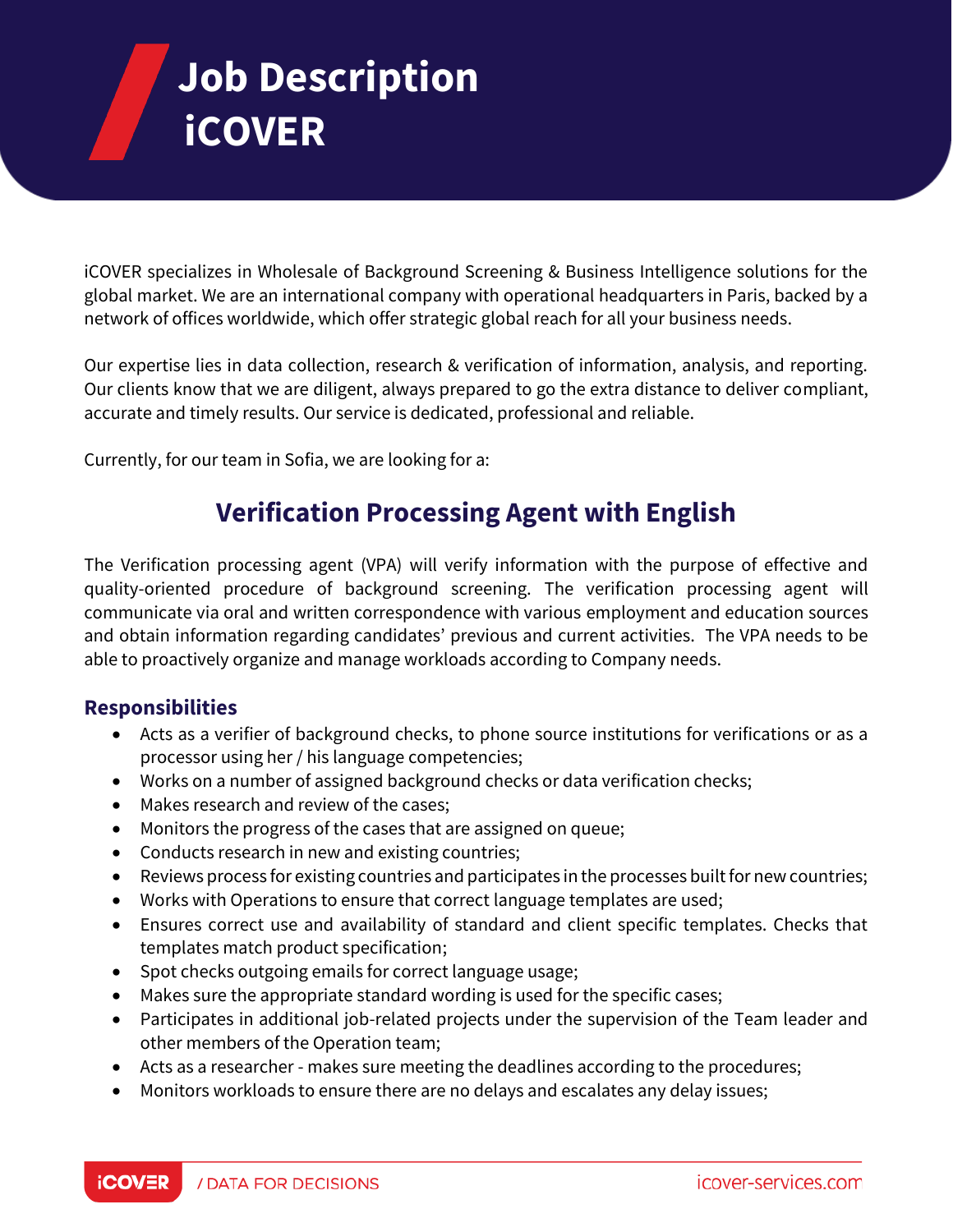# Job Description iCOVER

iCOVER specializes in Wholesale of Background Screening & Business Intelligence solutions for the global market. We are an international company with operational headquarters in Paris, backed by a network of offices worldwide, which offer strategic global reach for all your business needs.

Our expertise lies in data collection, research & verification of information, analysis, and reporting. Our clients know that we are diligent, always prepared to go the extra distance to deliver compliant, accurate and timely results. Our service is dedicated, professional and reliable.

Currently, for our team in Sofia, we are looking for a:

## Verification Processing Agent with English

The Verification processing agent (VPA) will verify information with the purpose of effective and quality-oriented procedure of background screening. The verification processing agent will communicate via oral and written correspondence with various employment and education sources and obtain information regarding candidates' previous and current activities. The VPA needs to be able to proactively organize and manage workloads according to Company needs.

### Responsibilities

- Acts as a verifier of background checks, to phone source institutions for verifications or as a processor using her / his language competencies;
- Works on a number of assigned background checks or data verification checks;
- Makes research and review of the cases;
- Monitors the progress of the cases that are assigned on queue;
- Conducts research in new and existing countries;
- Reviews process for existing countries and participates in the processes built for new countries;
- Works with Operations to ensure that correct language templates are used;
- Ensures correct use and availability of standard and client specific templates. Checks that templates match product specification;
- Spot checks outgoing emails for correct language usage;
- Makes sure the appropriate standard wording is used for the specific cases;
- Participates in additional job-related projects under the supervision of the Team leader and other members of the Operation team;
- Acts as a researcher - makes sure meeting the deadlines according to the procedures;
- Monitors workloads to ensure there are no delays and escalates any delay issues;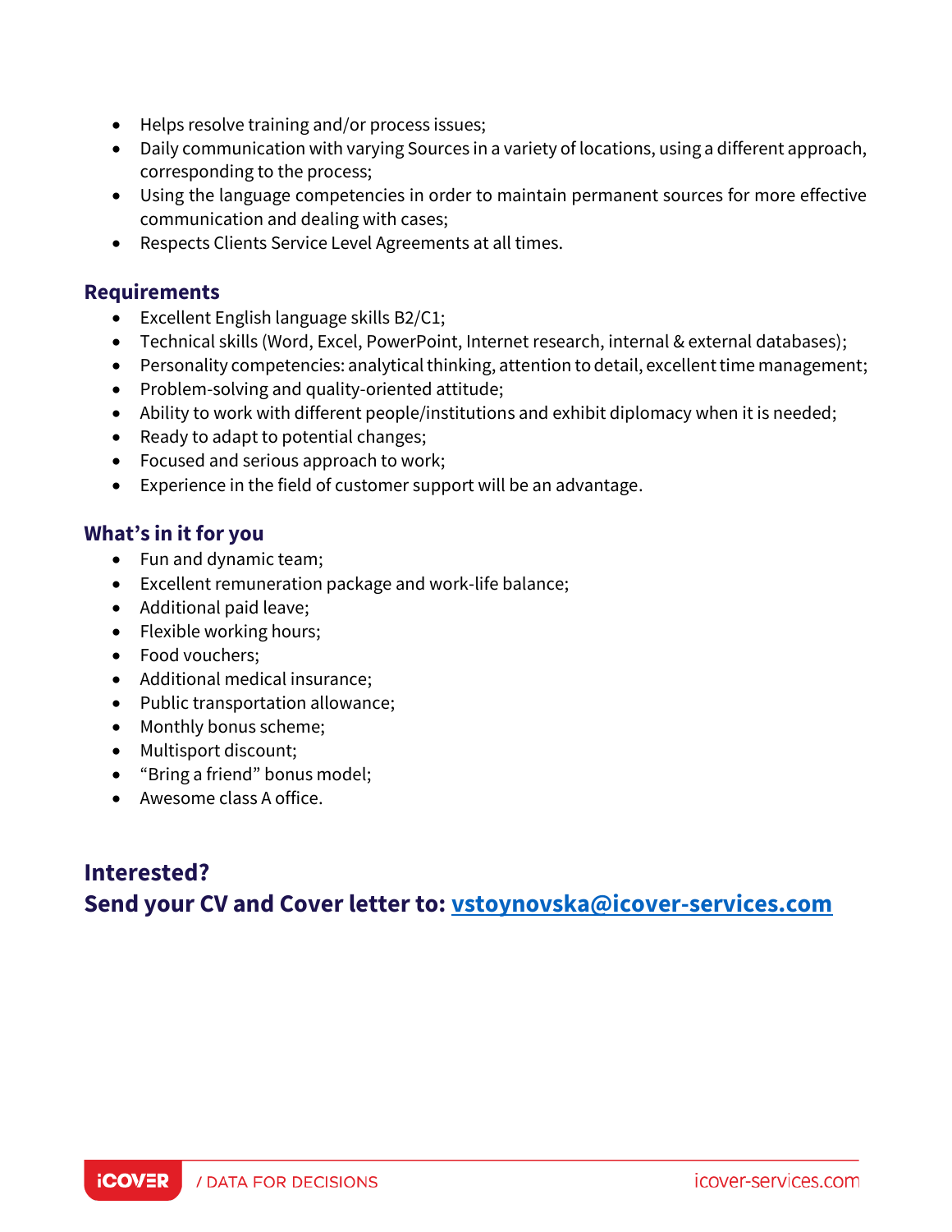- Helps resolve training and/or process issues;
- Daily communication with varying Sources in a variety of locations, using a different approach, corresponding to the process;
- Using the language competencies in order to maintain permanent sources for more effective communication and dealing with cases;
- Respects Clients Service Level Agreements at all times.

## Requirements

- Excellent English language skills B2/C1;
- Technical skills (Word, Excel, PowerPoint, Internet research, internal & external databases);
- Personality competencies: analytical thinking, attention to detail, excellent time management;
- Problem-solving and quality-oriented attitude;
- Ability to work with different people/institutions and exhibit diplomacy when it is needed;
- Ready to adapt to potential changes;
- Focused and serious approach to work;
- Experience in the field of customer support will be an advantage.

## What's in it for you

- Fun and dynamic team;
- Excellent remuneration package and work-life balance;
- Additional paid leave;
- Flexible working hours;
- Food vouchers;
- Additional medical insurance;
- Public transportation allowance;
- Monthly bonus scheme;
- Multisport discount;
- "Bring a friend" bonus model;
- Awesome class A office.

## Interested?
## Send your CV and Cover letter to: vstoynovska@icover-services.com